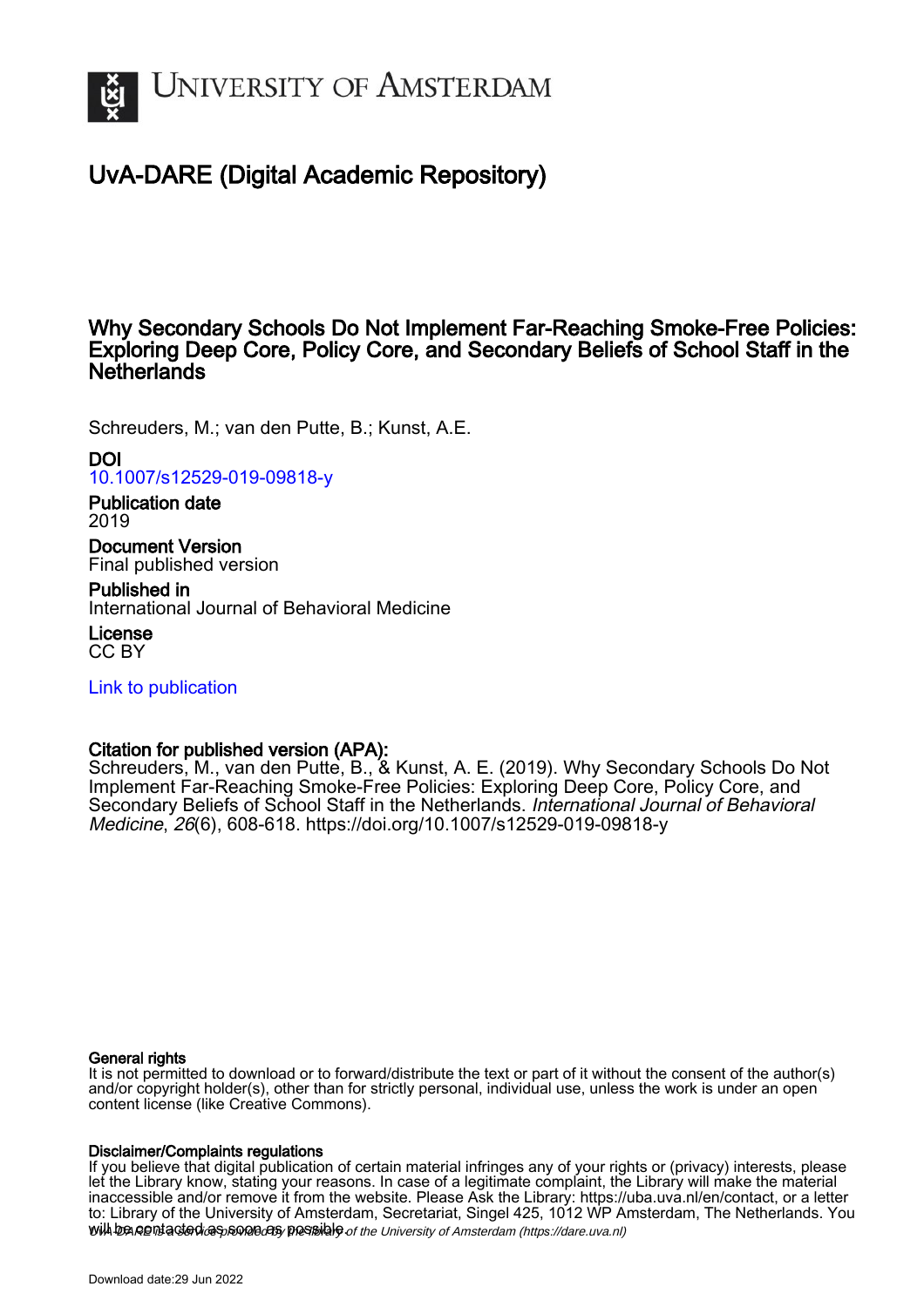# UvA-DARE (Digital Academic Repository)

## Why Secondary Schools Do Not Implement Far-Reaching Smoke-Free Policies: Exploring Deep Core, Policy Core, and Secondary Beliefs of School Staff in the Netherlands

Schreuders, M.; van den Putte, B.; Kunst, A.E.

**DOI**
10.1007/s12529-019-09818-y

**Publication date**
2019

**Document Version**
Final published version

**Published in**
International Journal of Behavioral Medicine

**License**
CC BY

Link to publication

**Citation for published version (APA):**
Schreuders, M., van den Putte, B., & Kunst, A. E. (2019). Why Secondary Schools Do Not Implement Far-Reaching Smoke-Free Policies: Exploring Deep Core, Policy Core, and Secondary Beliefs of School Staff in the Netherlands. *International Journal of Behavioral Medicine*, *26*(6), 608-618. https://doi.org/10.1007/s12529-019-09818-y

**General rights**
It is not permitted to download or to forward/distribute the text or part of it without the consent of the author(s) and/or copyright holder(s), other than for strictly personal, individual use, unless the work is under an open content license (like Creative Commons).

**Disclaimer/Complaints regulations**
If you believe that digital publication of certain material infringes any of your rights or (privacy) interests, please let the Library know, stating your reasons. In case of a legitimate complaint, the Library will make the material inaccessible and/or remove it from the website. Please Ask the Library: https://uba.uva.nl/en/contact, or a letter to: Library of the University of Amsterdam, Secretariat, Singel 425, 1012 WP Amsterdam, The Netherlands. You will be contacted as soon as possible.

UvA-DARE is a service provided by the library of the University of Amsterdam (https://dare.uva.nl)

Download date:29 Jun 2022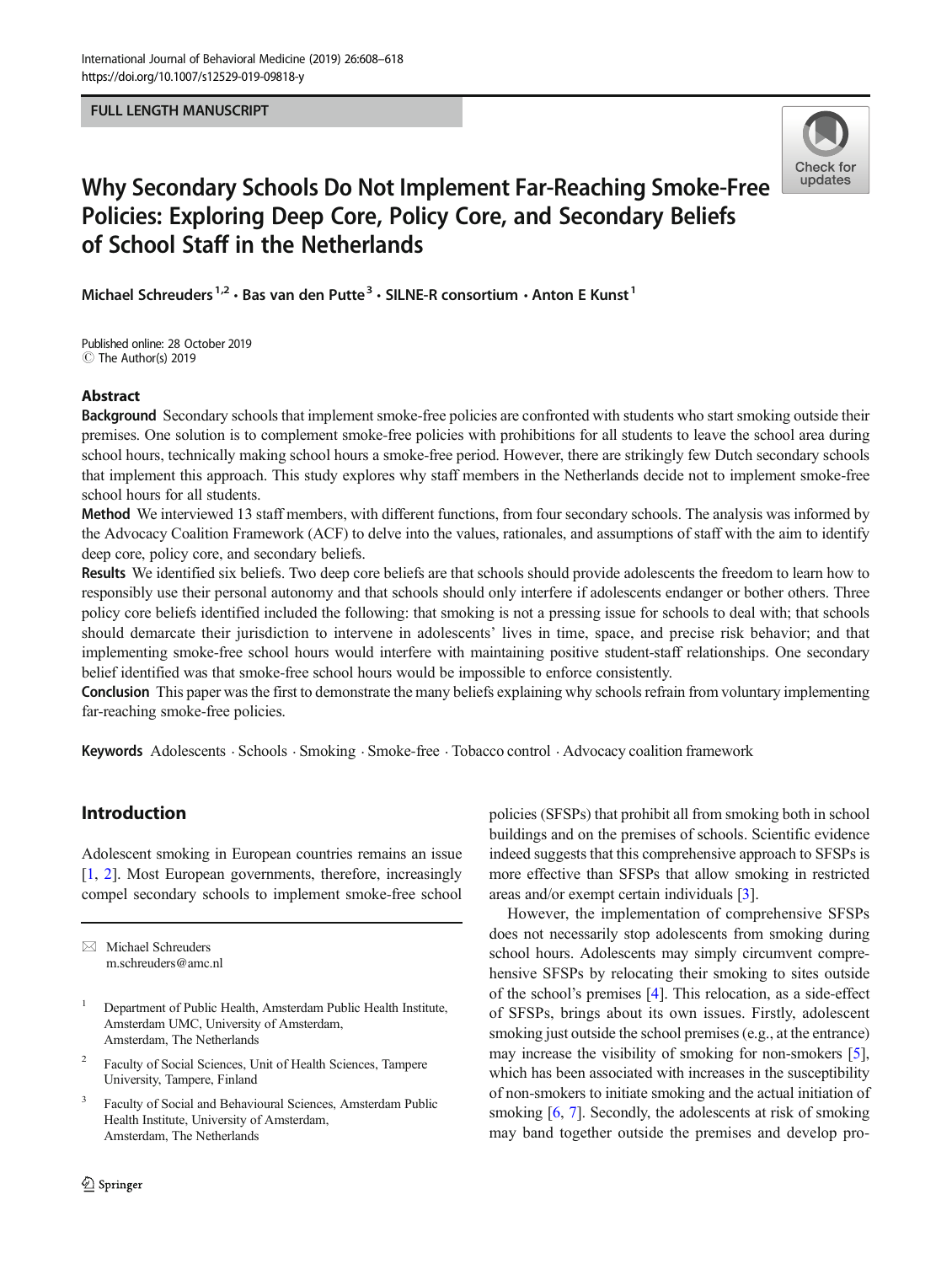FULL LENGTH MANUSCRIPT

# Why Secondary Schools Do Not Implement Far-Reaching Smoke-Free Policies: Exploring Deep Core, Policy Core, and Secondary Beliefs of School Staff in the Netherlands

Michael Schreuders[1,2] · Bas van den Putte[3] · SILNE-R consortium · Anton E Kunst[1]

Published online: 28 October 2019
© The Author(s) 2019

## Abstract

**Background** Secondary schools that implement smoke-free policies are confronted with students who start smoking outside their premises. One solution is to complement smoke-free policies with prohibitions for all students to leave the school area during school hours, technically making school hours a smoke-free period. However, there are strikingly few Dutch secondary schools that implement this approach. This study explores why staff members in the Netherlands decide not to implement smoke-free school hours for all students.

**Method** We interviewed 13 staff members, with different functions, from four secondary schools. The analysis was informed by the Advocacy Coalition Framework (ACF) to delve into the values, rationales, and assumptions of staff with the aim to identify deep core, policy core, and secondary beliefs.

**Results** We identified six beliefs. Two deep core beliefs are that schools should provide adolescents the freedom to learn how to responsibly use their personal autonomy and that schools should only interfere if adolescents endanger or bother others. Three policy core beliefs identified included the following: that smoking is not a pressing issue for schools to deal with; that schools should demarcate their jurisdiction to intervene in adolescents' lives in time, space, and precise risk behavior; and that implementing smoke-free school hours would interfere with maintaining positive student-staff relationships. One secondary belief identified was that smoke-free school hours would be impossible to enforce consistently.

**Conclusion** This paper was the first to demonstrate the many beliefs explaining why schools refrain from voluntary implementing far-reaching smoke-free policies.

**Keywords** Adolescents · Schools · Smoking · Smoke-free · Tobacco control · Advocacy coalition framework

## Introduction

Adolescent smoking in European countries remains an issue [1, 2]. Most European governments, therefore, increasingly compel secondary schools to implement smoke-free school policies (SFSPs) that prohibit all from smoking both in school buildings and on the premises of schools. Scientific evidence indeed suggests that this comprehensive approach to SFSPs is more effective than SFSPs that allow smoking in restricted areas and/or exempt certain individuals [3].

However, the implementation of comprehensive SFSPs does not necessarily stop adolescents from smoking during school hours. Adolescents may simply circumvent comprehensive SFSPs by relocating their smoking to sites outside of the school's premises [4]. This relocation, as a side-effect of SFSPs, brings about its own issues. Firstly, adolescent smoking just outside the school premises (e.g., at the entrance) may increase the visibility of smoking for non-smokers [5], which has been associated with increases in the susceptibility of non-smokers to initiate smoking and the actual initiation of smoking [6, 7]. Secondly, the adolescents at risk of smoking may band together outside the premises and develop pro-

---

✉ Michael Schreuders
m.schreuders@amc.nl

1 Department of Public Health, Amsterdam Public Health Institute, Amsterdam UMC, University of Amsterdam, Amsterdam, The Netherlands

2 Faculty of Social Sciences, Unit of Health Sciences, Tampere University, Tampere, Finland

3 Faculty of Social and Behavioural Sciences, Amsterdam Public Health Institute, University of Amsterdam, Amsterdam, The Netherlands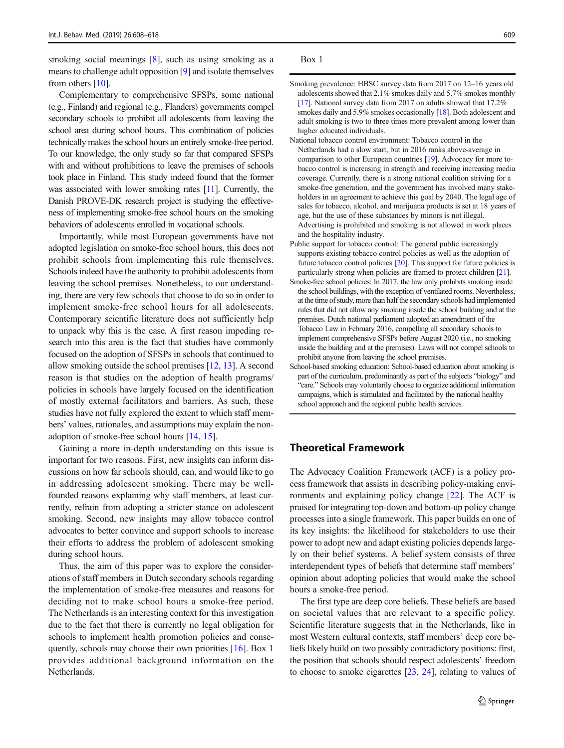smoking social meanings [8], such as using smoking as a means to challenge adult opposition [9] and isolate themselves from others [10].

Complementary to comprehensive SFSPs, some national (e.g., Finland) and regional (e.g., Flanders) governments compel secondary schools to prohibit all adolescents from leaving the school area during school hours. This combination of policies technically makes the school hours an entirely smoke-free period. To our knowledge, the only study so far that compared SFSPs with and without prohibitions to leave the premises of schools took place in Finland. This study indeed found that the former was associated with lower smoking rates [11]. Currently, the Danish PROVE-DK research project is studying the effectiveness of implementing smoke-free school hours on the smoking behaviors of adolescents enrolled in vocational schools.

Importantly, while most European governments have not adopted legislation on smoke-free school hours, this does not prohibit schools from implementing this rule themselves. Schools indeed have the authority to prohibit adolescents from leaving the school premises. Nonetheless, to our understanding, there are very few schools that choose to do so in order to implement smoke-free school hours for all adolescents. Contemporary scientific literature does not sufficiently help to unpack why this is the case. A first reason impeding research into this area is the fact that studies have commonly focused on the adoption of SFSPs in schools that continued to allow smoking outside the school premises [12, 13]. A second reason is that studies on the adoption of health programs/policies in schools have largely focused on the identification of mostly external facilitators and barriers. As such, these studies have not fully explored the extent to which staff members' values, rationales, and assumptions may explain the non-adoption of smoke-free school hours [14, 15].

Gaining a more in-depth understanding on this issue is important for two reasons. First, new insights can inform discussions on how far schools should, can, and would like to go in addressing adolescent smoking. There may be well-founded reasons explaining why staff members, at least currently, refrain from adopting a stricter stance on adolescent smoking. Second, new insights may allow tobacco control advocates to better convince and support schools to increase their efforts to address the problem of adolescent smoking during school hours.

Thus, the aim of this paper was to explore the considerations of staff members in Dutch secondary schools regarding the implementation of smoke-free measures and reasons for deciding not to make school hours a smoke-free period. The Netherlands is an interesting context for this investigation due to the fact that there is currently no legal obligation for schools to implement health promotion policies and consequently, schools may choose their own priorities [16]. Box 1 provides additional background information on the Netherlands.

Box 1

Smoking prevalence: HBSC survey data from 2017 on 12–16 years old adolescents showed that 2.1% smokes daily and 5.7% smokes monthly [17]. National survey data from 2017 on adults showed that 17.2% smokes daily and 5.9% smokes occasionally [18]. Both adolescent and adult smoking is two to three times more prevalent among lower than higher educated individuals.

National tobacco control environment: Tobacco control in the Netherlands had a slow start, but in 2016 ranks above-average in comparison to other European countries [19]. Advocacy for more tobacco control is increasing in strength and receiving increasing media coverage. Currently, there is a strong national coalition striving for a smoke-free generation, and the government has involved many stakeholders in an agreement to achieve this goal by 2040. The legal age of sales for tobacco, alcohol, and marijuana products is set at 18 years of age, but the use of these substances by minors is not illegal. Advertising is prohibited and smoking is not allowed in work places and the hospitality industry.

Public support for tobacco control: The general public increasingly supports existing tobacco control policies as well as the adoption of future tobacco control policies [20]. This support for future policies is particularly strong when policies are framed to protect children [21].

Smoke-free school policies: In 2017, the law only prohibits smoking inside the school buildings, with the exception of ventilated rooms. Nevertheless, at the time of study, more than half the secondary schools had implemented rules that did not allow any smoking inside the school building and at the premises. Dutch national parliament adopted an amendment of the Tobacco Law in February 2016, compelling all secondary schools to implement comprehensive SFSPs before August 2020 (i.e., no smoking inside the building and at the premises). Laws will not compel schools to prohibit anyone from leaving the school premises.

School-based smoking education: School-based education about smoking is part of the curriculum, predominantly as part of the subjects "biology" and "care." Schools may voluntarily choose to organize additional information campaigns, which is stimulated and facilitated by the national healthy school approach and the regional public health services.

## Theoretical Framework

The Advocacy Coalition Framework (ACF) is a policy process framework that assists in describing policy-making environments and explaining policy change [22]. The ACF is praised for integrating top-down and bottom-up policy change processes into a single framework. This paper builds on one of its key insights: the likelihood for stakeholders to use their power to adopt new and adapt existing policies depends largely on their belief systems. A belief system consists of three interdependent types of beliefs that determine staff members' opinion about adopting policies that would make the school hours a smoke-free period.

The first type are deep core beliefs. These beliefs are based on societal values that are relevant to a specific policy. Scientific literature suggests that in the Netherlands, like in most Western cultural contexts, staff members' deep core beliefs likely build on two possibly contradictory positions: first, the position that schools should respect adolescents' freedom to choose to smoke cigarettes [23, 24], relating to values of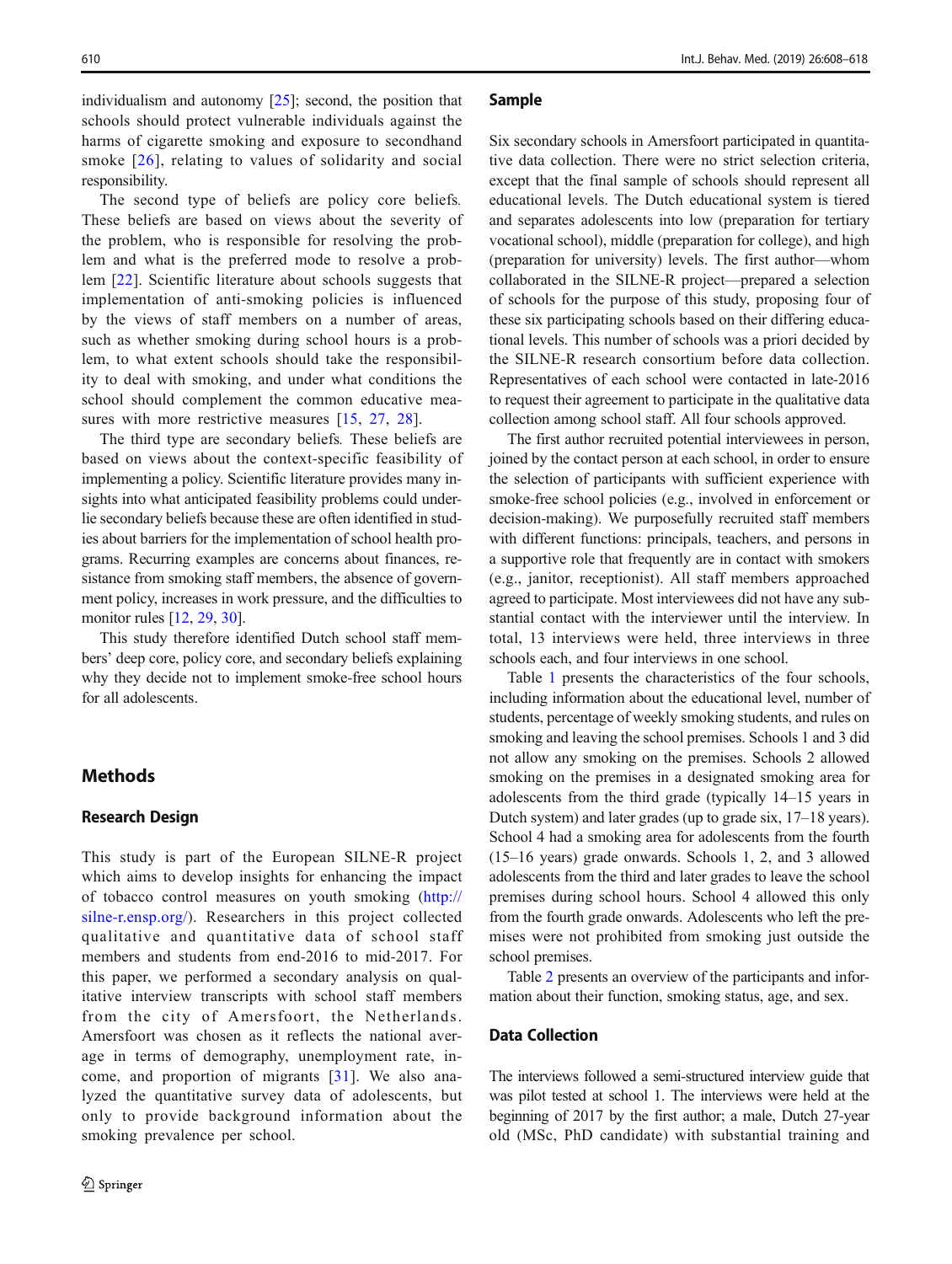individualism and autonomy [25]; second, the position that schools should protect vulnerable individuals against the harms of cigarette smoking and exposure to secondhand smoke [26], relating to values of solidarity and social responsibility.

The second type of beliefs are policy core beliefs. These beliefs are based on views about the severity of the problem, who is responsible for resolving the problem and what is the preferred mode to resolve a problem [22]. Scientific literature about schools suggests that implementation of anti-smoking policies is influenced by the views of staff members on a number of areas, such as whether smoking during school hours is a problem, to what extent schools should take the responsibility to deal with smoking, and under what conditions the school should complement the common educative measures with more restrictive measures [15, 27, 28].

The third type are secondary beliefs. These beliefs are based on views about the context-specific feasibility of implementing a policy. Scientific literature provides many insights into what anticipated feasibility problems could underlie secondary beliefs because these are often identified in studies about barriers for the implementation of school health programs. Recurring examples are concerns about finances, resistance from smoking staff members, the absence of government policy, increases in work pressure, and the difficulties to monitor rules [12, 29, 30].

This study therefore identified Dutch school staff members' deep core, policy core, and secondary beliefs explaining why they decide not to implement smoke-free school hours for all adolescents.

## Methods

### Research Design

This study is part of the European SILNE-R project which aims to develop insights for enhancing the impact of tobacco control measures on youth smoking (http://silne-r.ensp.org/). Researchers in this project collected qualitative and quantitative data of school staff members and students from end-2016 to mid-2017. For this paper, we performed a secondary analysis on qualitative interview transcripts with school staff members from the city of Amersfoort, the Netherlands. Amersfoort was chosen as it reflects the national average in terms of demography, unemployment rate, income, and proportion of migrants [31]. We also analyzed the quantitative survey data of adolescents, but only to provide background information about the smoking prevalence per school.

### Sample

Six secondary schools in Amersfoort participated in quantitative data collection. There were no strict selection criteria, except that the final sample of schools should represent all educational levels. The Dutch educational system is tiered and separates adolescents into low (preparation for tertiary vocational school), middle (preparation for college), and high (preparation for university) levels. The first author—whom collaborated in the SILNE-R project—prepared a selection of schools for the purpose of this study, proposing four of these six participating schools based on their differing educational levels. This number of schools was a priori decided by the SILNE-R research consortium before data collection. Representatives of each school were contacted in late-2016 to request their agreement to participate in the qualitative data collection among school staff. All four schools approved.

The first author recruited potential interviewees in person, joined by the contact person at each school, in order to ensure the selection of participants with sufficient experience with smoke-free school policies (e.g., involved in enforcement or decision-making). We purposefully recruited staff members with different functions: principals, teachers, and persons in a supportive role that frequently are in contact with smokers (e.g., janitor, receptionist). All staff members approached agreed to participate. Most interviewees did not have any substantial contact with the interviewer until the interview. In total, 13 interviews were held, three interviews in three schools each, and four interviews in one school.

Table 1 presents the characteristics of the four schools, including information about the educational level, number of students, percentage of weekly smoking students, and rules on smoking and leaving the school premises. Schools 1 and 3 did not allow any smoking on the premises. Schools 2 allowed smoking on the premises in a designated smoking area for adolescents from the third grade (typically 14–15 years in Dutch system) and later grades (up to grade six, 17–18 years). School 4 had a smoking area for adolescents from the fourth (15–16 years) grade onwards. Schools 1, 2, and 3 allowed adolescents from the third and later grades to leave the school premises during school hours. School 4 allowed this only from the fourth grade onwards. Adolescents who left the premises were not prohibited from smoking just outside the school premises.

Table 2 presents an overview of the participants and information about their function, smoking status, age, and sex.

### Data Collection

The interviews followed a semi-structured interview guide that was pilot tested at school 1. The interviews were held at the beginning of 2017 by the first author; a male, Dutch 27-year old (MSc, PhD candidate) with substantial training and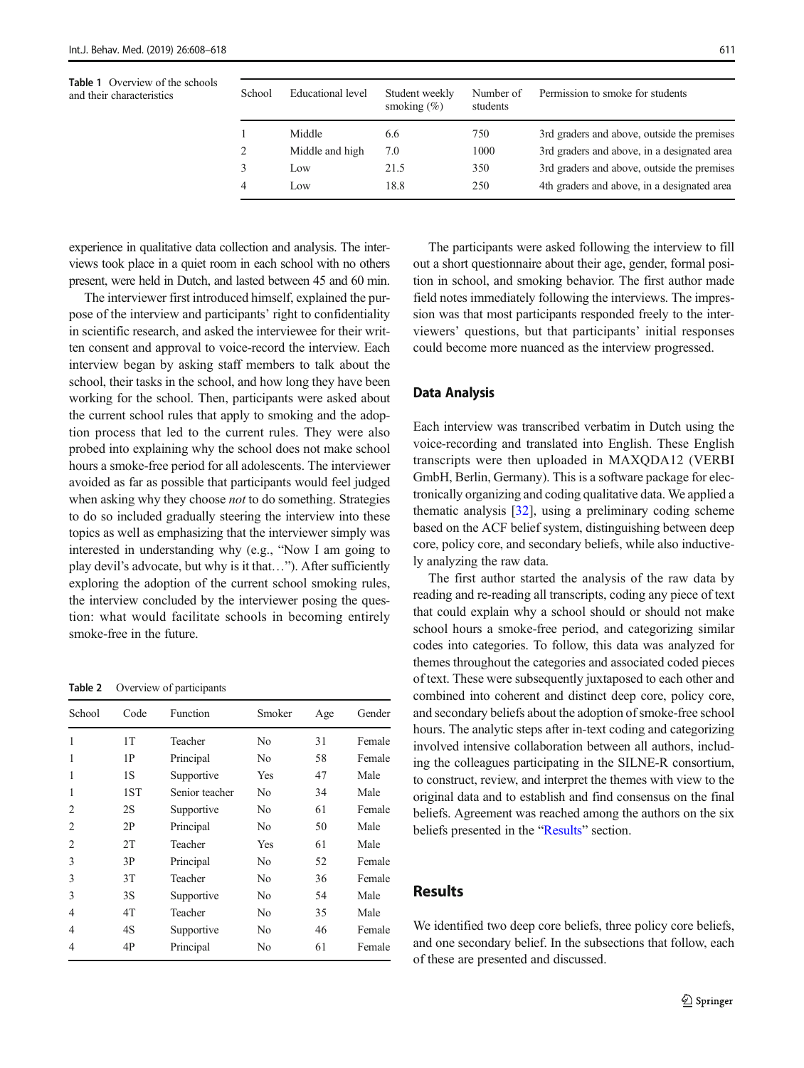**Table 1** Overview of the schools and their characteristics

| School | Educational level | Student weekly smoking (%) | Number of students | Permission to smoke for students |
|---|---|---|---|---|
| 1 | Middle | 6.6 | 750 | 3rd graders and above, outside the premises |
| 2 | Middle and high | 7.0 | 1000 | 3rd graders and above, in a designated area |
| 3 | Low | 21.5 | 350 | 3rd graders and above, outside the premises |
| 4 | Low | 18.8 | 250 | 4th graders and above, in a designated area |

experience in qualitative data collection and analysis. The interviews took place in a quiet room in each school with no others present, were held in Dutch, and lasted between 45 and 60 min.

The interviewer first introduced himself, explained the purpose of the interview and participants' right to confidentiality in scientific research, and asked the interviewee for their written consent and approval to voice-record the interview. Each interview began by asking staff members to talk about the school, their tasks in the school, and how long they have been working for the school. Then, participants were asked about the current school rules that apply to smoking and the adoption process that led to the current rules. They were also probed into explaining why the school does not make school hours a smoke-free period for all adolescents. The interviewer avoided as far as possible that participants would feel judged when asking why they choose *not* to do something. Strategies to do so included gradually steering the interview into these topics as well as emphasizing that the interviewer simply was interested in understanding why (e.g., "Now I am going to play devil's advocate, but why is it that…"). After sufficiently exploring the adoption of the current school smoking rules, the interview concluded by the interviewer posing the question: what would facilitate schools in becoming entirely smoke-free in the future.

**Table 2** Overview of participants

| School | Code | Function | Smoker | Age | Gender |
|---|---|---|---|---|---|
| 1 | 1T | Teacher | No | 31 | Female |
| 1 | 1P | Principal | No | 58 | Female |
| 1 | 1S | Supportive | Yes | 47 | Male |
| 1 | 1ST | Senior teacher | No | 34 | Male |
| 2 | 2S | Supportive | No | 61 | Female |
| 2 | 2P | Principal | No | 50 | Male |
| 2 | 2T | Teacher | Yes | 61 | Male |
| 3 | 3P | Principal | No | 52 | Female |
| 3 | 3T | Teacher | No | 36 | Female |
| 3 | 3S | Supportive | No | 54 | Male |
| 4 | 4T | Teacher | No | 35 | Male |
| 4 | 4S | Supportive | No | 46 | Female |
| 4 | 4P | Principal | No | 61 | Female |

The participants were asked following the interview to fill out a short questionnaire about their age, gender, formal position in school, and smoking behavior. The first author made field notes immediately following the interviews. The impression was that most participants responded freely to the interviewers' questions, but that participants' initial responses could become more nuanced as the interview progressed.

## Data Analysis

Each interview was transcribed verbatim in Dutch using the voice-recording and translated into English. These English transcripts were then uploaded in MAXQDA12 (VERBI GmbH, Berlin, Germany). This is a software package for electronically organizing and coding qualitative data. We applied a thematic analysis [32], using a preliminary coding scheme based on the ACF belief system, distinguishing between deep core, policy core, and secondary beliefs, while also inductively analyzing the raw data.

The first author started the analysis of the raw data by reading and re-reading all transcripts, coding any piece of text that could explain why a school should or should not make school hours a smoke-free period, and categorizing similar codes into categories. To follow, this data was analyzed for themes throughout the categories and associated coded pieces of text. These were subsequently juxtaposed to each other and combined into coherent and distinct deep core, policy core, and secondary beliefs about the adoption of smoke-free school hours. The analytic steps after in-text coding and categorizing involved intensive collaboration between all authors, including the colleagues participating in the SILNE-R consortium, to construct, review, and interpret the themes with view to the original data and to establish and find consensus on the final beliefs. Agreement was reached among the authors on the six beliefs presented in the "Results" section.

## Results

We identified two deep core beliefs, three policy core beliefs, and one secondary belief. In the subsections that follow, each of these are presented and discussed.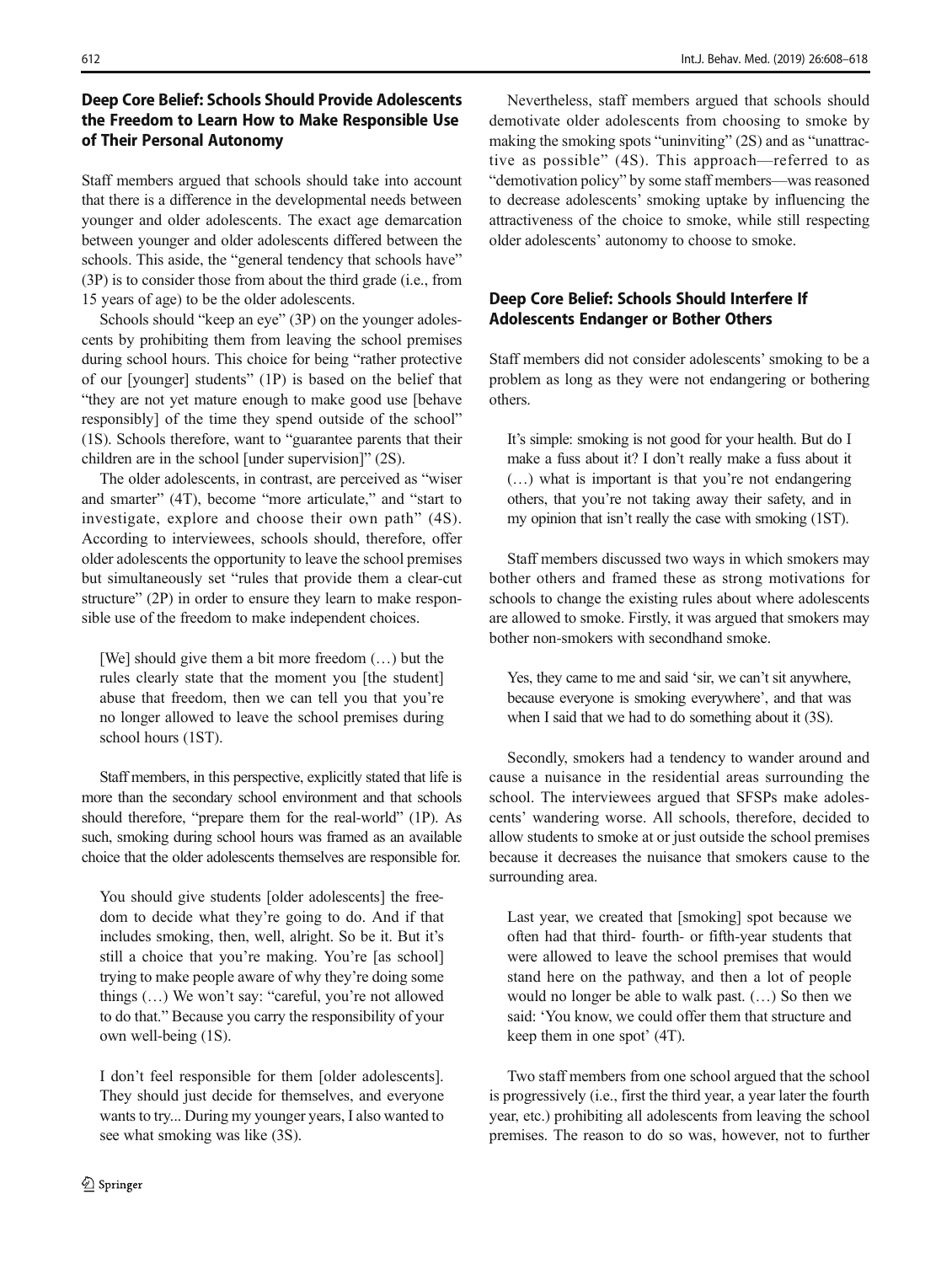## Deep Core Belief: Schools Should Provide Adolescents the Freedom to Learn How to Make Responsible Use of Their Personal Autonomy

Staff members argued that schools should take into account that there is a difference in the developmental needs between younger and older adolescents. The exact age demarcation between younger and older adolescents differed between the schools. This aside, the "general tendency that schools have" (3P) is to consider those from about the third grade (i.e., from 15 years of age) to be the older adolescents.

Schools should "keep an eye" (3P) on the younger adolescents by prohibiting them from leaving the school premises during school hours. This choice for being "rather protective of our [younger] students" (1P) is based on the belief that "they are not yet mature enough to make good use [behave responsibly] of the time they spend outside of the school" (1S). Schools therefore, want to "guarantee parents that their children are in the school [under supervision]" (2S).

The older adolescents, in contrast, are perceived as "wiser and smarter" (4T), become "more articulate," and "start to investigate, explore and choose their own path" (4S). According to interviewees, schools should, therefore, offer older adolescents the opportunity to leave the school premises but simultaneously set "rules that provide them a clear-cut structure" (2P) in order to ensure they learn to make responsible use of the freedom to make independent choices.

> [We] should give them a bit more freedom (…) but the rules clearly state that the moment you [the student] abuse that freedom, then we can tell you that you're no longer allowed to leave the school premises during school hours (1ST).

Staff members, in this perspective, explicitly stated that life is more than the secondary school environment and that schools should therefore, "prepare them for the real-world" (1P). As such, smoking during school hours was framed as an available choice that the older adolescents themselves are responsible for.

> You should give students [older adolescents] the freedom to decide what they're going to do. And if that includes smoking, then, well, alright. So be it. But it's still a choice that you're making. You're [as school] trying to make people aware of why they're doing some things (…) We won't say: "careful, you're not allowed to do that." Because you carry the responsibility of your own well-being (1S).

> I don't feel responsible for them [older adolescents]. They should just decide for themselves, and everyone wants to try... During my younger years, I also wanted to see what smoking was like (3S).

Nevertheless, staff members argued that schools should demotivate older adolescents from choosing to smoke by making the smoking spots "uninviting" (2S) and as "unattractive as possible" (4S). This approach—referred to as "demotivation policy" by some staff members—was reasoned to decrease adolescents' smoking uptake by influencing the attractiveness of the choice to smoke, while still respecting older adolescents' autonomy to choose to smoke.

## Deep Core Belief: Schools Should Interfere If Adolescents Endanger or Bother Others

Staff members did not consider adolescents' smoking to be a problem as long as they were not endangering or bothering others.

> It's simple: smoking is not good for your health. But do I make a fuss about it? I don't really make a fuss about it (…) what is important is that you're not endangering others, that you're not taking away their safety, and in my opinion that isn't really the case with smoking (1ST).

Staff members discussed two ways in which smokers may bother others and framed these as strong motivations for schools to change the existing rules about where adolescents are allowed to smoke. Firstly, it was argued that smokers may bother non-smokers with secondhand smoke.

> Yes, they came to me and said 'sir, we can't sit anywhere, because everyone is smoking everywhere', and that was when I said that we had to do something about it (3S).

Secondly, smokers had a tendency to wander around and cause a nuisance in the residential areas surrounding the school. The interviewees argued that SFSPs make adolescents' wandering worse. All schools, therefore, decided to allow students to smoke at or just outside the school premises because it decreases the nuisance that smokers cause to the surrounding area.

> Last year, we created that [smoking] spot because we often had that third- fourth- or fifth-year students that were allowed to leave the school premises that would stand here on the pathway, and then a lot of people would no longer be able to walk past. (…) So then we said: 'You know, we could offer them that structure and keep them in one spot' (4T).

Two staff members from one school argued that the school is progressively (i.e., first the third year, a year later the fourth year, etc.) prohibiting all adolescents from leaving the school premises. The reason to do so was, however, not to further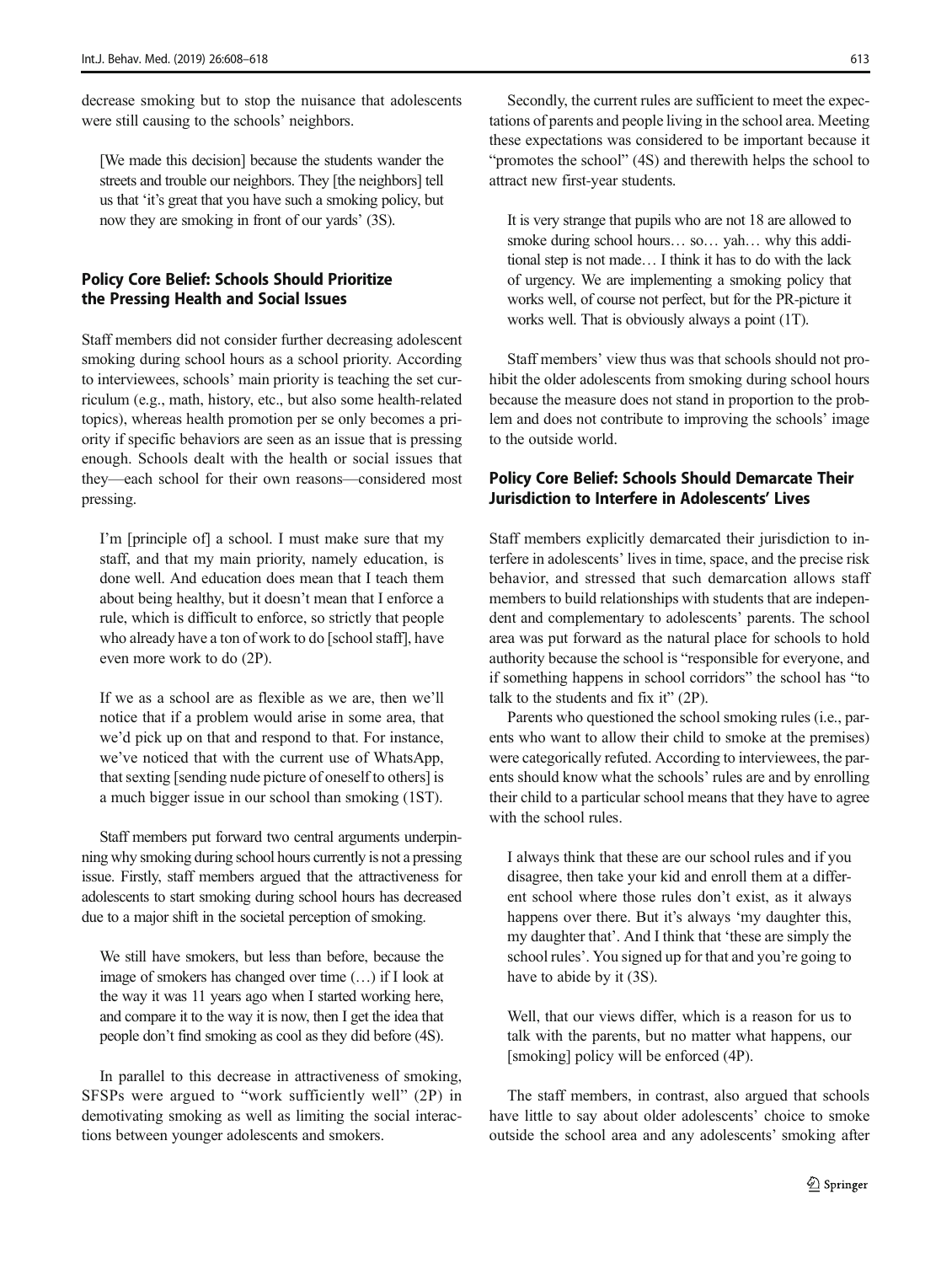decrease smoking but to stop the nuisance that adolescents were still causing to the schools' neighbors.

> [We made this decision] because the students wander the streets and trouble our neighbors. They [the neighbors] tell us that 'it's great that you have such a smoking policy, but now they are smoking in front of our yards' (3S).

### Policy Core Belief: Schools Should Prioritize the Pressing Health and Social Issues

Staff members did not consider further decreasing adolescent smoking during school hours as a school priority. According to interviewees, schools' main priority is teaching the set curriculum (e.g., math, history, etc., but also some health-related topics), whereas health promotion per se only becomes a priority if specific behaviors are seen as an issue that is pressing enough. Schools dealt with the health or social issues that they—each school for their own reasons—considered most pressing.

> I'm [principle of] a school. I must make sure that my staff, and that my main priority, namely education, is done well. And education does mean that I teach them about being healthy, but it doesn't mean that I enforce a rule, which is difficult to enforce, so strictly that people who already have a ton of work to do [school staff], have even more work to do (2P).

> If we as a school are as flexible as we are, then we'll notice that if a problem would arise in some area, that we'd pick up on that and respond to that. For instance, we've noticed that with the current use of WhatsApp, that sexting [sending nude picture of oneself to others] is a much bigger issue in our school than smoking (1ST).

Staff members put forward two central arguments underpinning why smoking during school hours currently is not a pressing issue. Firstly, staff members argued that the attractiveness for adolescents to start smoking during school hours has decreased due to a major shift in the societal perception of smoking.

> We still have smokers, but less than before, because the image of smokers has changed over time (…) if I look at the way it was 11 years ago when I started working here, and compare it to the way it is now, then I get the idea that people don't find smoking as cool as they did before (4S).

In parallel to this decrease in attractiveness of smoking, SFSPs were argued to "work sufficiently well" (2P) in demotivating smoking as well as limiting the social interactions between younger adolescents and smokers.

Secondly, the current rules are sufficient to meet the expectations of parents and people living in the school area. Meeting these expectations was considered to be important because it "promotes the school" (4S) and therewith helps the school to attract new first-year students.

> It is very strange that pupils who are not 18 are allowed to smoke during school hours… so… yah… why this additional step is not made… I think it has to do with the lack of urgency. We are implementing a smoking policy that works well, of course not perfect, but for the PR-picture it works well. That is obviously always a point (1T).

Staff members' view thus was that schools should not prohibit the older adolescents from smoking during school hours because the measure does not stand in proportion to the problem and does not contribute to improving the schools' image to the outside world.

### Policy Core Belief: Schools Should Demarcate Their Jurisdiction to Interfere in Adolescents' Lives

Staff members explicitly demarcated their jurisdiction to interfere in adolescents' lives in time, space, and the precise risk behavior, and stressed that such demarcation allows staff members to build relationships with students that are independent and complementary to adolescents' parents. The school area was put forward as the natural place for schools to hold authority because the school is "responsible for everyone, and if something happens in school corridors" the school has "to talk to the students and fix it" (2P).

Parents who questioned the school smoking rules (i.e., parents who want to allow their child to smoke at the premises) were categorically refuted. According to interviewees, the parents should know what the schools' rules are and by enrolling their child to a particular school means that they have to agree with the school rules.

> I always think that these are our school rules and if you disagree, then take your kid and enroll them at a different school where those rules don't exist, as it always happens over there. But it's always 'my daughter this, my daughter that'. And I think that 'these are simply the school rules'. You signed up for that and you're going to have to abide by it (3S).

> Well, that our views differ, which is a reason for us to talk with the parents, but no matter what happens, our [smoking] policy will be enforced (4P).

The staff members, in contrast, also argued that schools have little to say about older adolescents' choice to smoke outside the school area and any adolescents' smoking after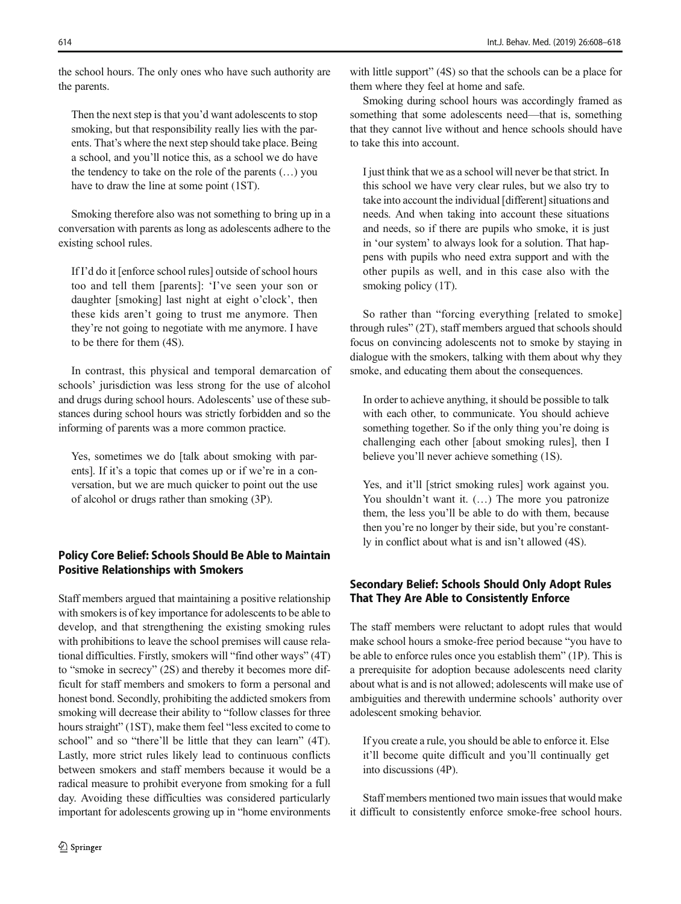the school hours. The only ones who have such authority are the parents.

> Then the next step is that you'd want adolescents to stop smoking, but that responsibility really lies with the parents. That's where the next step should take place. Being a school, and you'll notice this, as a school we do have the tendency to take on the role of the parents (…) you have to draw the line at some point (1ST).

Smoking therefore also was not something to bring up in a conversation with parents as long as adolescents adhere to the existing school rules.

> If I'd do it [enforce school rules] outside of school hours too and tell them [parents]: 'I've seen your son or daughter [smoking] last night at eight o'clock', then these kids aren't going to trust me anymore. Then they're not going to negotiate with me anymore. I have to be there for them (4S).

In contrast, this physical and temporal demarcation of schools' jurisdiction was less strong for the use of alcohol and drugs during school hours. Adolescents' use of these substances during school hours was strictly forbidden and so the informing of parents was a more common practice.

> Yes, sometimes we do [talk about smoking with parents]. If it's a topic that comes up or if we're in a conversation, but we are much quicker to point out the use of alcohol or drugs rather than smoking (3P).

### Policy Core Belief: Schools Should Be Able to Maintain Positive Relationships with Smokers

Staff members argued that maintaining a positive relationship with smokers is of key importance for adolescents to be able to develop, and that strengthening the existing smoking rules with prohibitions to leave the school premises will cause relational difficulties. Firstly, smokers will "find other ways" (4T) to "smoke in secrecy" (2S) and thereby it becomes more difficult for staff members and smokers to form a personal and honest bond. Secondly, prohibiting the addicted smokers from smoking will decrease their ability to "follow classes for three hours straight" (1ST), make them feel "less excited to come to school" and so "there'll be little that they can learn" (4T). Lastly, more strict rules likely lead to continuous conflicts between smokers and staff members because it would be a radical measure to prohibit everyone from smoking for a full day. Avoiding these difficulties was considered particularly important for adolescents growing up in "home environments with little support" (4S) so that the schools can be a place for them where they feel at home and safe.

Smoking during school hours was accordingly framed as something that some adolescents need—that is, something that they cannot live without and hence schools should have to take this into account.

> I just think that we as a school will never be that strict. In this school we have very clear rules, but we also try to take into account the individual [different] situations and needs. And when taking into account these situations and needs, so if there are pupils who smoke, it is just in 'our system' to always look for a solution. That happens with pupils who need extra support and with the other pupils as well, and in this case also with the smoking policy (1T).

So rather than "forcing everything [related to smoke] through rules" (2T), staff members argued that schools should focus on convincing adolescents not to smoke by staying in dialogue with the smokers, talking with them about why they smoke, and educating them about the consequences.

> In order to achieve anything, it should be possible to talk with each other, to communicate. You should achieve something together. So if the only thing you're doing is challenging each other [about smoking rules], then I believe you'll never achieve something (1S).

> Yes, and it'll [strict smoking rules] work against you. You shouldn't want it. (…) The more you patronize them, the less you'll be able to do with them, because then you're no longer by their side, but you're constantly in conflict about what is and isn't allowed (4S).

### Secondary Belief: Schools Should Only Adopt Rules That They Are Able to Consistently Enforce

The staff members were reluctant to adopt rules that would make school hours a smoke-free period because "you have to be able to enforce rules once you establish them" (1P). This is a prerequisite for adoption because adolescents need clarity about what is and is not allowed; adolescents will make use of ambiguities and therewith undermine schools' authority over adolescent smoking behavior.

> If you create a rule, you should be able to enforce it. Else it'll become quite difficult and you'll continually get into discussions (4P).

Staff members mentioned two main issues that would make it difficult to consistently enforce smoke-free school hours.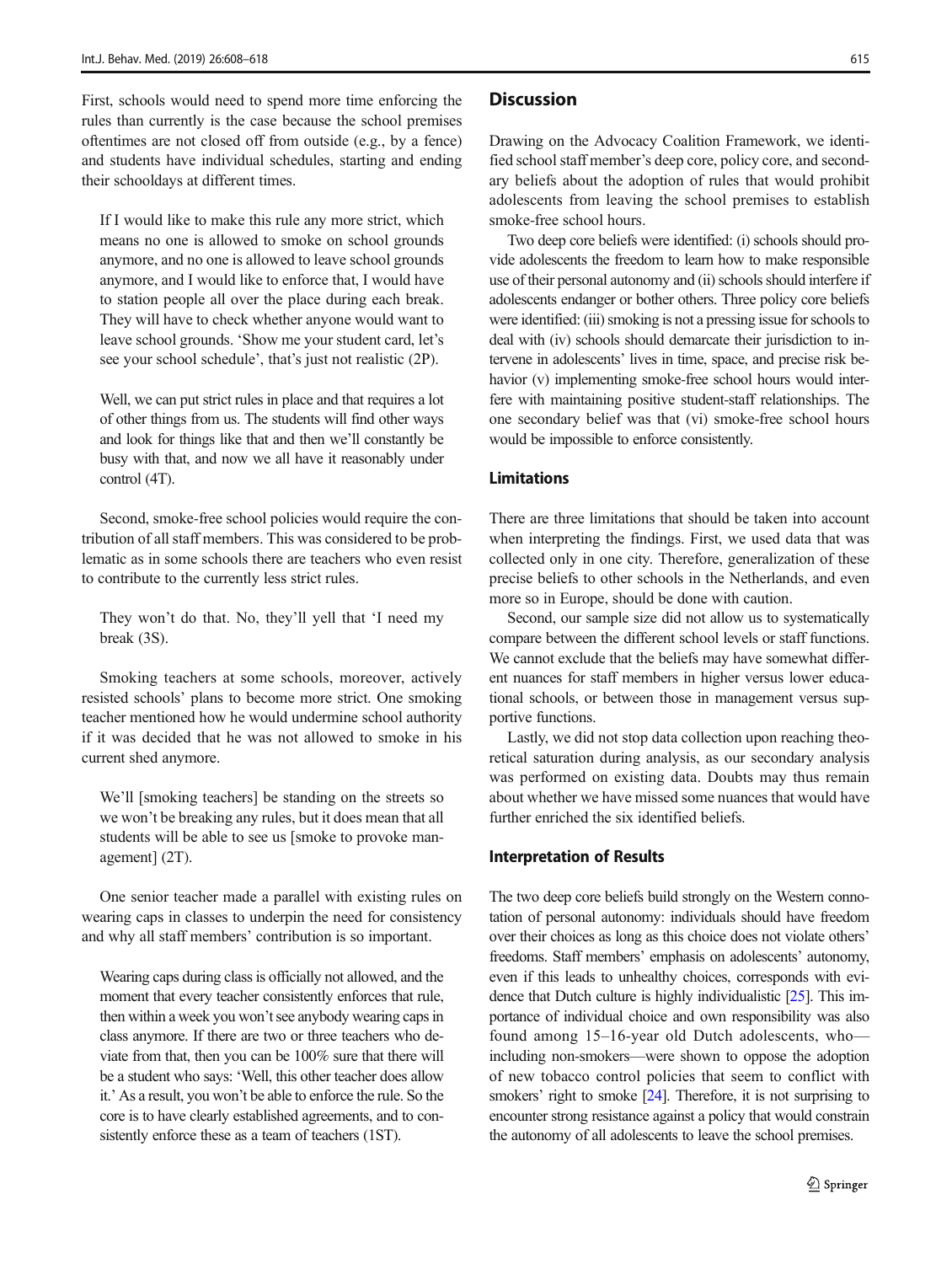First, schools would need to spend more time enforcing the rules than currently is the case because the school premises oftentimes are not closed off from outside (e.g., by a fence) and students have individual schedules, starting and ending their schooldays at different times.

> If I would like to make this rule any more strict, which means no one is allowed to smoke on school grounds anymore, and no one is allowed to leave school grounds anymore, and I would like to enforce that, I would have to station people all over the place during each break. They will have to check whether anyone would want to leave school grounds. 'Show me your student card, let's see your school schedule', that's just not realistic (2P).

> Well, we can put strict rules in place and that requires a lot of other things from us. The students will find other ways and look for things like that and then we'll constantly be busy with that, and now we all have it reasonably under control (4T).

Second, smoke-free school policies would require the contribution of all staff members. This was considered to be problematic as in some schools there are teachers who even resist to contribute to the currently less strict rules.

> They won't do that. No, they'll yell that 'I need my break (3S).

Smoking teachers at some schools, moreover, actively resisted schools' plans to become more strict. One smoking teacher mentioned how he would undermine school authority if it was decided that he was not allowed to smoke in his current shed anymore.

> We'll [smoking teachers] be standing on the streets so we won't be breaking any rules, but it does mean that all students will be able to see us [smoke to provoke management] (2T).

One senior teacher made a parallel with existing rules on wearing caps in classes to underpin the need for consistency and why all staff members' contribution is so important.

> Wearing caps during class is officially not allowed, and the moment that every teacher consistently enforces that rule, then within a week you won't see anybody wearing caps in class anymore. If there are two or three teachers who deviate from that, then you can be 100% sure that there will be a student who says: 'Well, this other teacher does allow it.' As a result, you won't be able to enforce the rule. So the core is to have clearly established agreements, and to consistently enforce these as a team of teachers (1ST).

## Discussion

Drawing on the Advocacy Coalition Framework, we identified school staff member's deep core, policy core, and secondary beliefs about the adoption of rules that would prohibit adolescents from leaving the school premises to establish smoke-free school hours.

Two deep core beliefs were identified: (i) schools should provide adolescents the freedom to learn how to make responsible use of their personal autonomy and (ii) schools should interfere if adolescents endanger or bother others. Three policy core beliefs were identified: (iii) smoking is not a pressing issue for schools to deal with (iv) schools should demarcate their jurisdiction to intervene in adolescents' lives in time, space, and precise risk behavior (v) implementing smoke-free school hours would interfere with maintaining positive student-staff relationships. The one secondary belief was that (vi) smoke-free school hours would be impossible to enforce consistently.

### Limitations

There are three limitations that should be taken into account when interpreting the findings. First, we used data that was collected only in one city. Therefore, generalization of these precise beliefs to other schools in the Netherlands, and even more so in Europe, should be done with caution.

Second, our sample size did not allow us to systematically compare between the different school levels or staff functions. We cannot exclude that the beliefs may have somewhat different nuances for staff members in higher versus lower educational schools, or between those in management versus supportive functions.

Lastly, we did not stop data collection upon reaching theoretical saturation during analysis, as our secondary analysis was performed on existing data. Doubts may thus remain about whether we have missed some nuances that would have further enriched the six identified beliefs.

### Interpretation of Results

The two deep core beliefs build strongly on the Western connotation of personal autonomy: individuals should have freedom over their choices as long as this choice does not violate others' freedoms. Staff members' emphasis on adolescents' autonomy, even if this leads to unhealthy choices, corresponds with evidence that Dutch culture is highly individualistic [25]. This importance of individual choice and own responsibility was also found among 15–16-year old Dutch adolescents, who—including non-smokers—were shown to oppose the adoption of new tobacco control policies that seem to conflict with smokers' right to smoke [24]. Therefore, it is not surprising to encounter strong resistance against a policy that would constrain the autonomy of all adolescents to leave the school premises.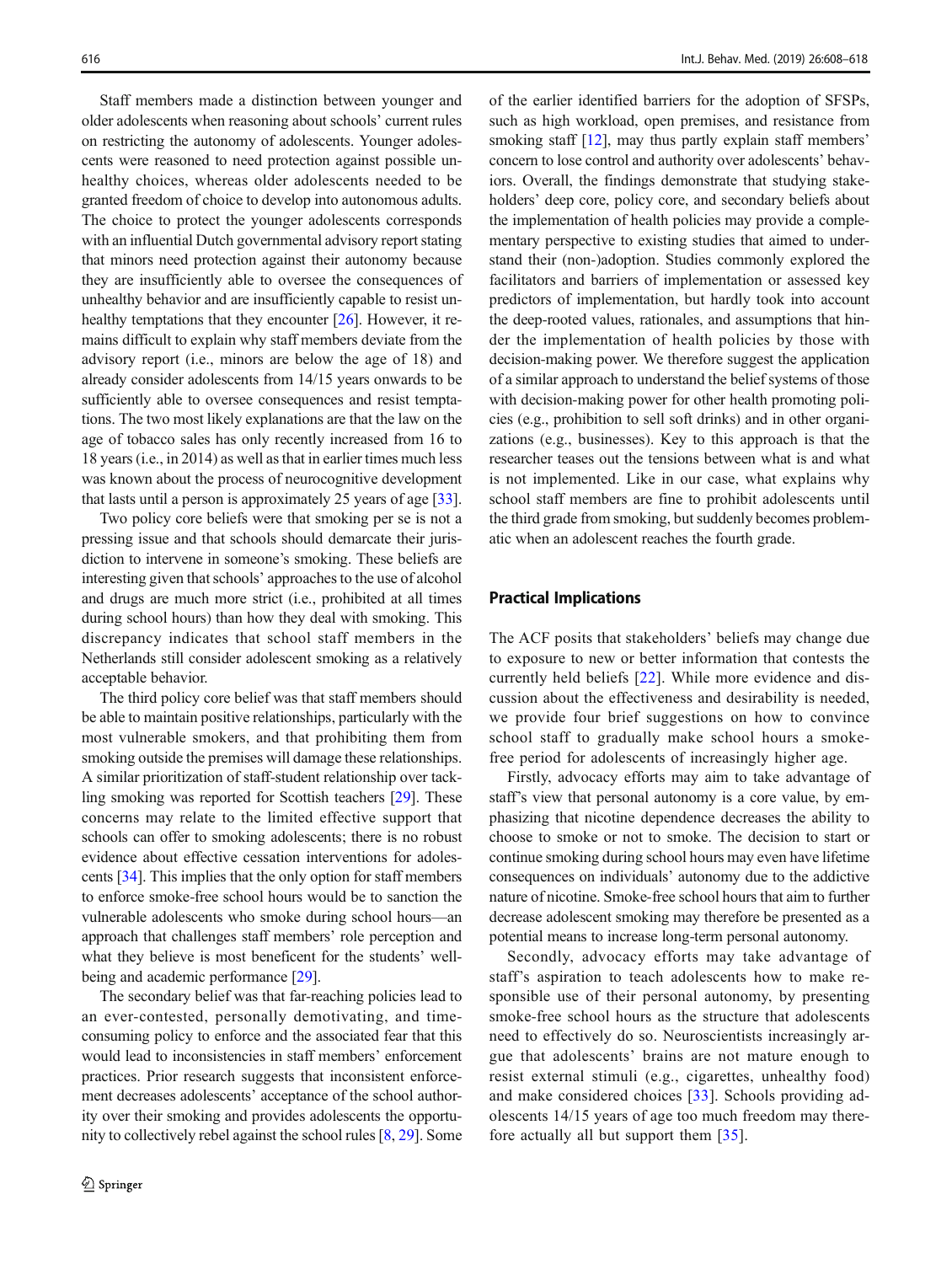Staff members made a distinction between younger and older adolescents when reasoning about schools' current rules on restricting the autonomy of adolescents. Younger adolescents were reasoned to need protection against possible unhealthy choices, whereas older adolescents needed to be granted freedom of choice to develop into autonomous adults. The choice to protect the younger adolescents corresponds with an influential Dutch governmental advisory report stating that minors need protection against their autonomy because they are insufficiently able to oversee the consequences of unhealthy behavior and are insufficiently capable to resist unhealthy temptations that they encounter [26]. However, it remains difficult to explain why staff members deviate from the advisory report (i.e., minors are below the age of 18) and already consider adolescents from 14/15 years onwards to be sufficiently able to oversee consequences and resist temptations. The two most likely explanations are that the law on the age of tobacco sales has only recently increased from 16 to 18 years (i.e., in 2014) as well as that in earlier times much less was known about the process of neurocognitive development that lasts until a person is approximately 25 years of age [33].

Two policy core beliefs were that smoking per se is not a pressing issue and that schools should demarcate their jurisdiction to intervene in someone's smoking. These beliefs are interesting given that schools' approaches to the use of alcohol and drugs are much more strict (i.e., prohibited at all times during school hours) than how they deal with smoking. This discrepancy indicates that school staff members in the Netherlands still consider adolescent smoking as a relatively acceptable behavior.

The third policy core belief was that staff members should be able to maintain positive relationships, particularly with the most vulnerable smokers, and that prohibiting them from smoking outside the premises will damage these relationships. A similar prioritization of staff-student relationship over tackling smoking was reported for Scottish teachers [29]. These concerns may relate to the limited effective support that schools can offer to smoking adolescents; there is no robust evidence about effective cessation interventions for adolescents [34]. This implies that the only option for staff members to enforce smoke-free school hours would be to sanction the vulnerable adolescents who smoke during school hours—an approach that challenges staff members' role perception and what they believe is most beneficent for the students' well-being and academic performance [29].

The secondary belief was that far-reaching policies lead to an ever-contested, personally demotivating, and time-consuming policy to enforce and the associated fear that this would lead to inconsistencies in staff members' enforcement practices. Prior research suggests that inconsistent enforcement decreases adolescents' acceptance of the school authority over their smoking and provides adolescents the opportunity to collectively rebel against the school rules [8, 29]. Some of the earlier identified barriers for the adoption of SFSPs, such as high workload, open premises, and resistance from smoking staff [12], may thus partly explain staff members' concern to lose control and authority over adolescents' behaviors. Overall, the findings demonstrate that studying stakeholders' deep core, policy core, and secondary beliefs about the implementation of health policies may provide a complementary perspective to existing studies that aimed to understand their (non-)adoption. Studies commonly explored the facilitators and barriers of implementation or assessed key predictors of implementation, but hardly took into account the deep-rooted values, rationales, and assumptions that hinder the implementation of health policies by those with decision-making power. We therefore suggest the application of a similar approach to understand the belief systems of those with decision-making power for other health promoting policies (e.g., prohibition to sell soft drinks) and in other organizations (e.g., businesses). Key to this approach is that the researcher teases out the tensions between what is and what is not implemented. Like in our case, what explains why school staff members are fine to prohibit adolescents until the third grade from smoking, but suddenly becomes problematic when an adolescent reaches the fourth grade.

## Practical Implications

The ACF posits that stakeholders' beliefs may change due to exposure to new or better information that contests the currently held beliefs [22]. While more evidence and discussion about the effectiveness and desirability is needed, we provide four brief suggestions on how to convince school staff to gradually make school hours a smoke-free period for adolescents of increasingly higher age.

Firstly, advocacy efforts may aim to take advantage of staff's view that personal autonomy is a core value, by emphasizing that nicotine dependence decreases the ability to choose to smoke or not to smoke. The decision to start or continue smoking during school hours may even have lifetime consequences on individuals' autonomy due to the addictive nature of nicotine. Smoke-free school hours that aim to further decrease adolescent smoking may therefore be presented as a potential means to increase long-term personal autonomy.

Secondly, advocacy efforts may take advantage of staff's aspiration to teach adolescents how to make responsible use of their personal autonomy, by presenting smoke-free school hours as the structure that adolescents need to effectively do so. Neuroscientists increasingly argue that adolescents' brains are not mature enough to resist external stimuli (e.g., cigarettes, unhealthy food) and make considered choices [33]. Schools providing adolescents 14/15 years of age too much freedom may therefore actually all but support them [35].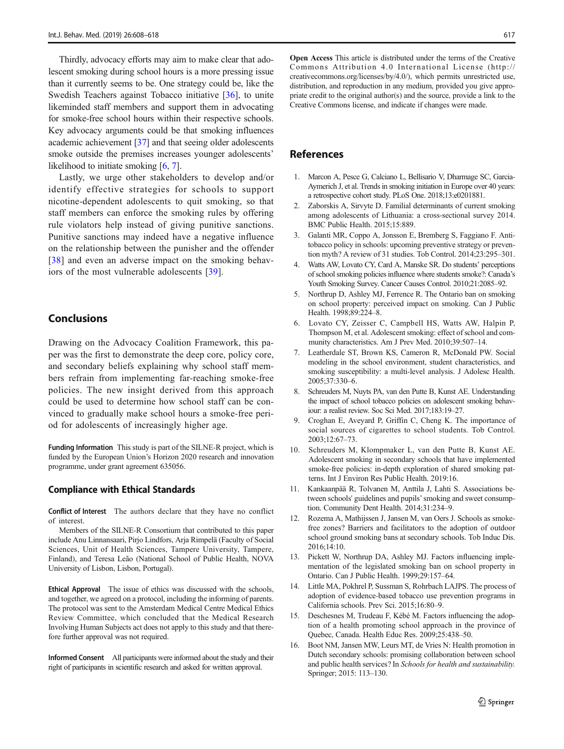Thirdly, advocacy efforts may aim to make clear that adolescent smoking during school hours is a more pressing issue than it currently seems to be. One strategy could be, like the Swedish Teachers against Tobacco initiative [36], to unite likeminded staff members and support them in advocating for smoke-free school hours within their respective schools. Key advocacy arguments could be that smoking influences academic achievement [37] and that seeing older adolescents smoke outside the premises increases younger adolescents' likelihood to initiate smoking [6, 7].

Lastly, we urge other stakeholders to develop and/or identify effective strategies for schools to support nicotine-dependent adolescents to quit smoking, so that staff members can enforce the smoking rules by offering rule violators help instead of giving punitive sanctions. Punitive sanctions may indeed have a negative influence on the relationship between the punisher and the offender [38] and even an adverse impact on the smoking behaviors of the most vulnerable adolescents [39].

## Conclusions

Drawing on the Advocacy Coalition Framework, this paper was the first to demonstrate the deep core, policy core, and secondary beliefs explaining why school staff members refrain from implementing far-reaching smoke-free policies. The new insight derived from this approach could be used to determine how school staff can be convinced to gradually make school hours a smoke-free period for adolescents of increasingly higher age.

**Funding Information** This study is part of the SILNE-R project, which is funded by the European Union's Horizon 2020 research and innovation programme, under grant agreement 635056.

### Compliance with Ethical Standards

**Conflict of Interest** The authors declare that they have no conflict of interest.

Members of the SILNE-R Consortium that contributed to this paper include Anu Linnansaari, Pirjo Lindfors, Arja Rimpelä (Faculty of Social Sciences, Unit of Health Sciences, Tampere University, Tampere, Finland), and Teresa Leão (National School of Public Health, NOVA University of Lisbon, Lisbon, Portugal).

**Ethical Approval** The issue of ethics was discussed with the schools, and together, we agreed on a protocol, including the informing of parents. The protocol was sent to the Amsterdam Medical Centre Medical Ethics Review Committee, which concluded that the Medical Research Involving Human Subjects act does not apply to this study and that therefore further approval was not required.

**Informed Consent** All participants were informed about the study and their right of participants in scientific research and asked for written approval.

**Open Access** This article is distributed under the terms of the Creative Commons Attribution 4.0 International License (http://creativecommons.org/licenses/by/4.0/), which permits unrestricted use, distribution, and reproduction in any medium, provided you give appropriate credit to the original author(s) and the source, provide a link to the Creative Commons license, and indicate if changes were made.

## References

1. Marcon A, Pesce G, Calciano L, Bellisario V, Dharmage SC, Garcia-Aymerich J, et al. Trends in smoking initiation in Europe over 40 years: a retrospective cohort study. PLoS One. 2018;13:e0201881.
2. Zaborskis A, Sirvyte D. Familial determinants of current smoking among adolescents of Lithuania: a cross-sectional survey 2014. BMC Public Health. 2015;15:889.
3. Galanti MR, Coppo A, Jonsson E, Bremberg S, Faggiano F. Anti-tobacco policy in schools: upcoming preventive strategy or prevention myth? A review of 31 studies. Tob Control. 2014;23:295–301.
4. Watts AW, Lovato CY, Card A, Manske SR. Do students' perceptions of school smoking policies influence where students smoke?: Canada's Youth Smoking Survey. Cancer Causes Control. 2010;21:2085–92.
5. Northrup D, Ashley MJ, Ferrence R. The Ontario ban on smoking on school property: perceived impact on smoking. Can J Public Health. 1998;89:224–8.
6. Lovato CY, Zeisser C, Campbell HS, Watts AW, Halpin P, Thompson M, et al. Adolescent smoking: effect of school and community characteristics. Am J Prev Med. 2010;39:507–14.
7. Leatherdale ST, Brown KS, Cameron R, McDonald PW. Social modeling in the school environment, student characteristics, and smoking susceptibility: a multi-level analysis. J Adolesc Health. 2005;37:330–6.
8. Schreuders M, Nuyts PA, van den Putte B, Kunst AE. Understanding the impact of school tobacco policies on adolescent smoking behaviour: a realist review. Soc Sci Med. 2017;183:19–27.
9. Croghan E, Aveyard P, Griffin C, Cheng K. The importance of social sources of cigarettes to school students. Tob Control. 2003;12:67–73.
10. Schreuders M, Klompmaker L, van den Putte B, Kunst AE. Adolescent smoking in secondary schools that have implemented smoke-free policies: in-depth exploration of shared smoking patterns. Int J Environ Res Public Health. 2019:16.
11. Kankaanpää R, Tolvanen M, Anttila J, Lahti S. Associations between schools' guidelines and pupils' smoking and sweet consumption. Community Dent Health. 2014;31:234–9.
12. Rozema A, Mathijssen J, Jansen M, van Oers J. Schools as smoke-free zones? Barriers and facilitators to the adoption of outdoor school ground smoking bans at secondary schools. Tob Induc Dis. 2016;14:10.
13. Pickett W, Northrup DA, Ashley MJ. Factors influencing implementation of the legislated smoking ban on school property in Ontario. Can J Public Health. 1999;29:157–64.
14. Little MA, Pokhrel P, Sussman S, Rohrbach LAJPS. The process of adoption of evidence-based tobacco use prevention programs in California schools. Prev Sci. 2015;16:80–9.
15. Deschesnes M, Trudeau F, Kébé M. Factors influencing the adoption of a health promoting school approach in the province of Quebec, Canada. Health Educ Res. 2009;25:438–50.
16. Boot NM, Jansen MW, Leurs MT, de Vries N: Health promotion in Dutch secondary schools: promising collaboration between school and public health services? In *Schools for health and sustainability.* Springer; 2015: 113–130.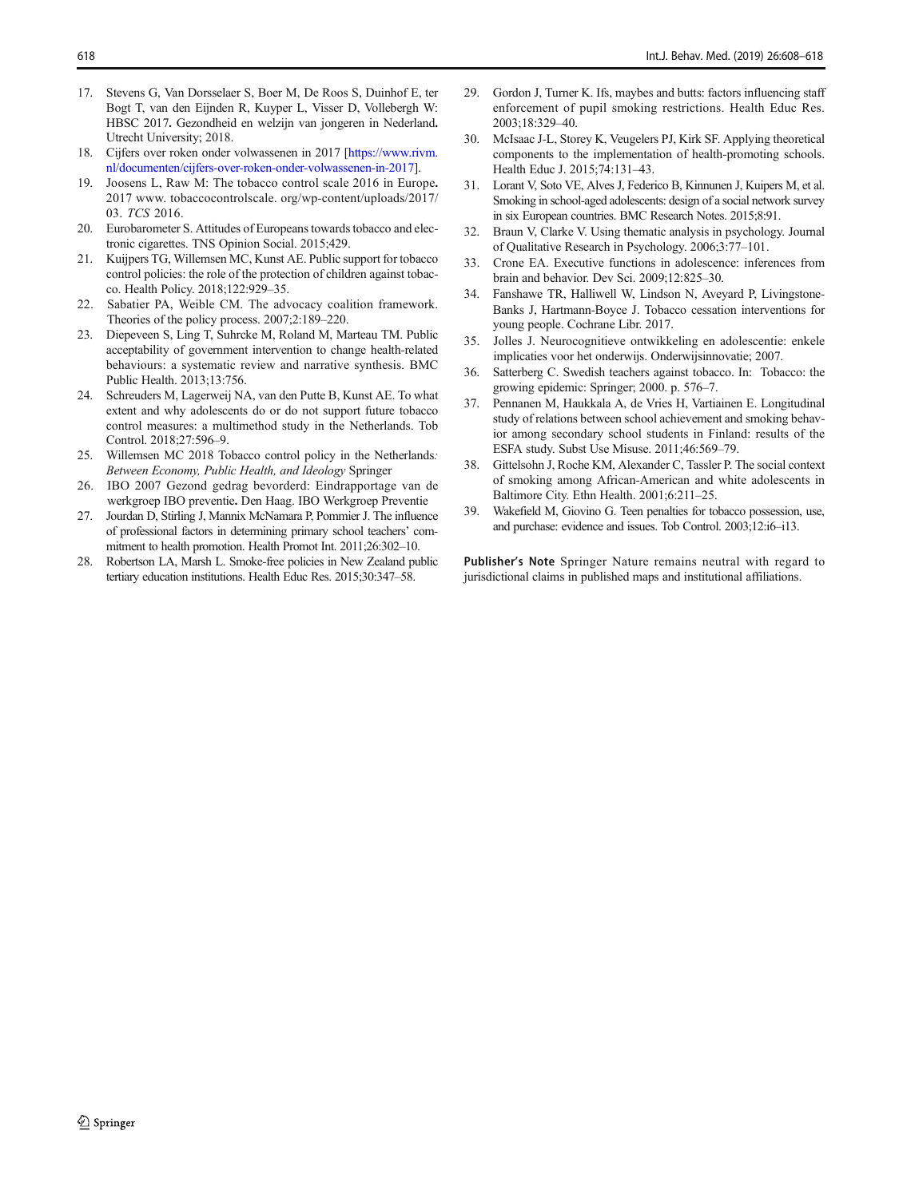17. Stevens G, Van Dorsselaer S, Boer M, De Roos S, Duinhof E, ter Bogt T, van den Eijnden R, Kuyper L, Visser D, Vollebergh W: HBSC 2017**.** Gezondheid en welzijn van jongeren in Nederland**.** Utrecht University; 2018.
18. Cijfers over roken onder volwassenen in 2017 [https://www.rivm.nl/documenten/cijfers-over-roken-onder-volwassenen-in-2017].
19. Joosens L, Raw M: The tobacco control scale 2016 in Europe**.** 2017 www. tobaccocontrolscale. org/wp-content/uploads/2017/03. *TCS* 2016.
20. Eurobarometer S. Attitudes of Europeans towards tobacco and electronic cigarettes. TNS Opinion Social. 2015;429.
21. Kuijpers TG, Willemsen MC, Kunst AE. Public support for tobacco control policies: the role of the protection of children against tobacco. Health Policy. 2018;122:929–35.
22. Sabatier PA, Weible CM. The advocacy coalition framework. Theories of the policy process. 2007;2:189–220.
23. Diepeveen S, Ling T, Suhrcke M, Roland M, Marteau TM. Public acceptability of government intervention to change health-related behaviours: a systematic review and narrative synthesis. BMC Public Health. 2013;13:756.
24. Schreuders M, Lagerweij NA, van den Putte B, Kunst AE. To what extent and why adolescents do or do not support future tobacco control measures: a multimethod study in the Netherlands. Tob Control. 2018;27:596–9.
25. Willemsen MC 2018 Tobacco control policy in the Netherlands*: Between Economy, Public Health, and Ideology* Springer
26. IBO 2007 Gezond gedrag bevorderd: Eindrapportage van de werkgroep IBO preventie**.** Den Haag. IBO Werkgroep Preventie
27. Jourdan D, Stirling J, Mannix McNamara P, Pommier J. The influence of professional factors in determining primary school teachers' commitment to health promotion. Health Promot Int. 2011;26:302–10.
28. Robertson LA, Marsh L. Smoke-free policies in New Zealand public tertiary education institutions. Health Educ Res. 2015;30:347–58.
29. Gordon J, Turner K. Ifs, maybes and butts: factors influencing staff enforcement of pupil smoking restrictions. Health Educ Res. 2003;18:329–40.
30. McIsaac J-L, Storey K, Veugelers PJ, Kirk SF. Applying theoretical components to the implementation of health-promoting schools. Health Educ J. 2015;74:131–43.
31. Lorant V, Soto VE, Alves J, Federico B, Kinnunen J, Kuipers M, et al. Smoking in school-aged adolescents: design of a social network survey in six European countries. BMC Research Notes. 2015;8:91.
32. Braun V, Clarke V. Using thematic analysis in psychology. Journal of Qualitative Research in Psychology. 2006;3:77–101.
33. Crone EA. Executive functions in adolescence: inferences from brain and behavior. Dev Sci. 2009;12:825–30.
34. Fanshawe TR, Halliwell W, Lindson N, Aveyard P, Livingstone-Banks J, Hartmann-Boyce J. Tobacco cessation interventions for young people. Cochrane Libr. 2017.
35. Jolles J. Neurocognitieve ontwikkeling en adolescentie: enkele implicaties voor het onderwijs. Onderwijsinnovatie; 2007.
36. Satterberg C. Swedish teachers against tobacco. In: Tobacco: the growing epidemic: Springer; 2000. p. 576–7.
37. Pennanen M, Haukkala A, de Vries H, Vartiainen E. Longitudinal study of relations between school achievement and smoking behavior among secondary school students in Finland: results of the ESFA study. Subst Use Misuse. 2011;46:569–79.
38. Gittelsohn J, Roche KM, Alexander C, Tassler P. The social context of smoking among African-American and white adolescents in Baltimore City. Ethn Health. 2001;6:211–25.
39. Wakefield M, Giovino G. Teen penalties for tobacco possession, use, and purchase: evidence and issues. Tob Control. 2003;12:i6–i13.

**Publisher's Note** Springer Nature remains neutral with regard to jurisdictional claims in published maps and institutional affiliations.